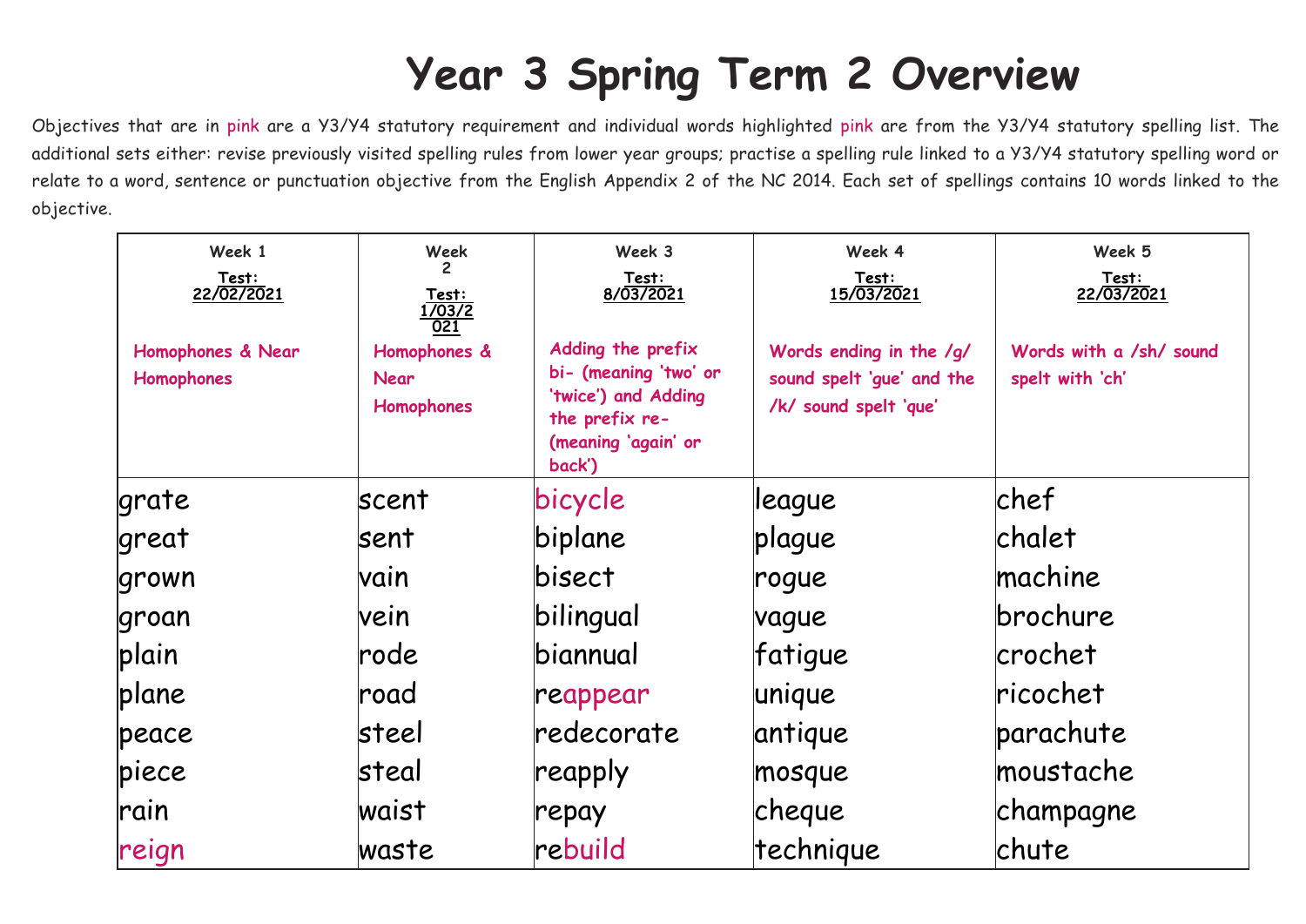# Year 3 Spring Term 2 Overview

Objectives that are in pink are a Y3/Y4 statutory requirement and individual words highlighted pink are from the Y3/Y4 statutory spelling list. The additional sets either: revise previously visited spelling rules from lower year groups; practise a spelling rule linked to a Y3/Y4 statutory spelling word or relate to a word, sentence or punctuation objective from the English Appendix 2 of the NC 2014. Each set of spellings contains 10 words linked to the objective.

| **Week 1**<br>**Test: 22/02/2021**<br><br>Homophones & Near Homophones | **Week 2**<br>**Test: 1/03/2021**<br><br>Homophones & Near Homophones | **Week 3**<br>**Test: 8/03/2021**<br><br>Adding the prefix bi- (meaning 'two' or 'twice') and Adding the prefix re- (meaning 'again' or back') | **Week 4**<br>**Test: 15/03/2021**<br><br>Words ending in the /g/ sound spelt 'gue' and the /k/ sound spelt 'que' | **Week 5**<br>**Test: 22/03/2021**<br><br>Words with a /sh/ sound spelt with 'ch' |
|---|---|---|---|---|
| grate | scent | bicycle | league | chef |
| great | sent | biplane | plague | chalet |
| grown | vain | bisect | rogue | machine |
| groan | vein | bilingual | vague | brochure |
| plain | rode | biannual | fatigue | crochet |
| plane | road | reappear | unique | ricochet |
| peace | steel | redecorate | antique | parachute |
| piece | steal | reapply | mosque | moustache |
| rain | waist | repay | cheque | champagne |
| reign | waste | rebuild | technique | chute |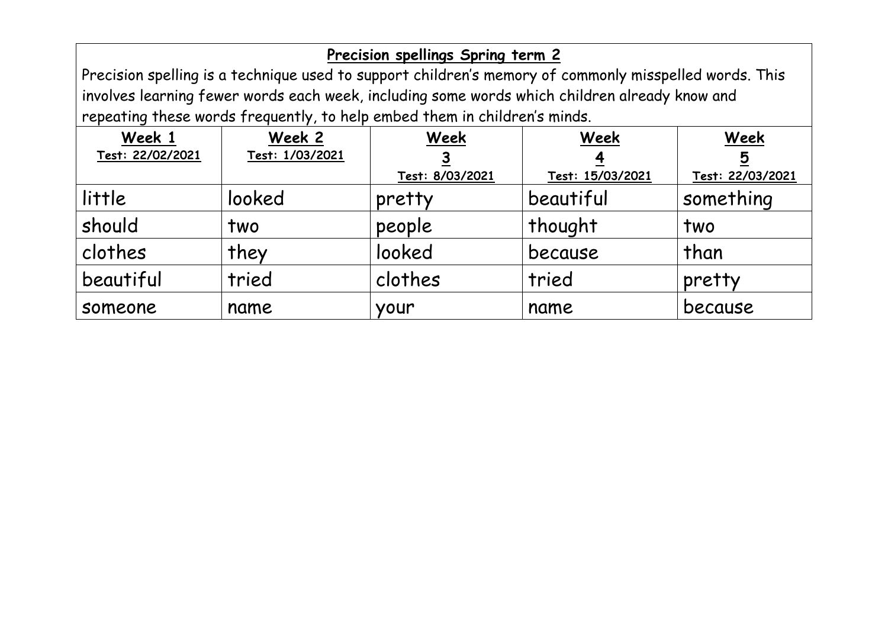## Precision spellings Spring term 2

Precision spelling is a technique used to support children's memory of commonly misspelled words. This involves learning fewer words each week, including some words which children already know and repeating these words frequently, to help embed them in children's minds.

| **Week 1** Test: 22/02/2021 | **Week 2** Test: 1/03/2021 | **Week 3** Test: 8/03/2021 | **Week 4** Test: 15/03/2021 | **Week 5** Test: 22/03/2021 |
|---|---|---|---|---|
| little | looked | pretty | beautiful | something |
| should | two | people | thought | two |
| clothes | they | looked | because | than |
| beautiful | tried | clothes | tried | pretty |
| someone | name | your | name | because |